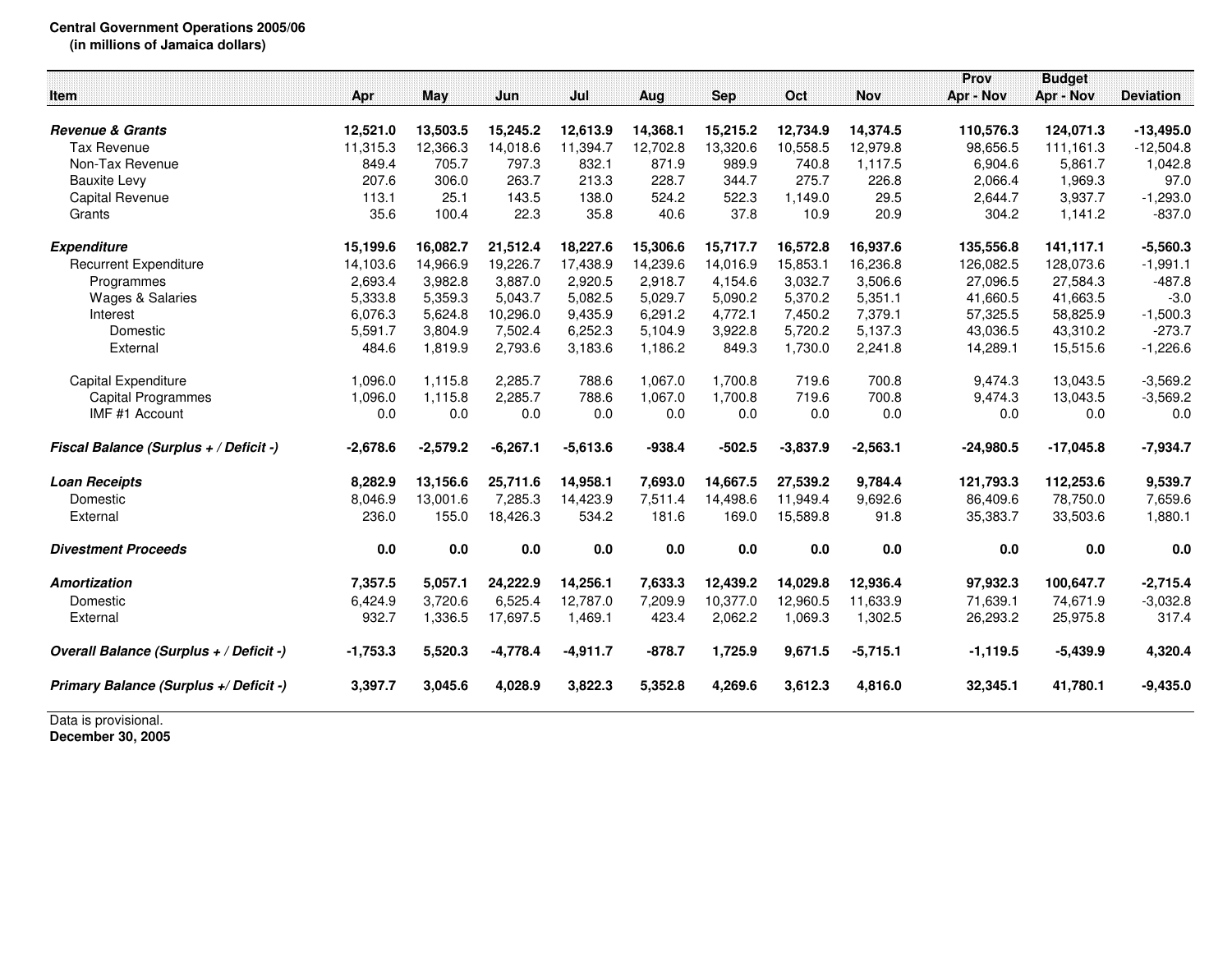**Central Government Operations 2005/06**
**(in millions of Jamaica dollars)**

| Item | Apr | May | Jun | Jul | Aug | Sep | Oct | Nov | Prov Apr - Nov | Budget Apr - Nov | Deviation |
|---|---|---|---|---|---|---|---|---|---|---|---|
| ***Revenue & Grants*** | **12,521.0** | **13,503.5** | **15,245.2** | **12,613.9** | **14,368.1** | **15,215.2** | **12,734.9** | **14,374.5** | **110,576.3** | **124,071.3** | **-13,495.0** |
| Tax Revenue | 11,315.3 | 12,366.3 | 14,018.6 | 11,394.7 | 12,702.8 | 13,320.6 | 10,558.5 | 12,979.8 | 98,656.5 | 111,161.3 | -12,504.8 |
| Non-Tax Revenue | 849.4 | 705.7 | 797.3 | 832.1 | 871.9 | 989.9 | 740.8 | 1,117.5 | 6,904.6 | 5,861.7 | 1,042.8 |
| Bauxite Levy | 207.6 | 306.0 | 263.7 | 213.3 | 228.7 | 344.7 | 275.7 | 226.8 | 2,066.4 | 1,969.3 | 97.0 |
| Capital Revenue | 113.1 | 25.1 | 143.5 | 138.0 | 524.2 | 522.3 | 1,149.0 | 29.5 | 2,644.7 | 3,937.7 | -1,293.0 |
| Grants | 35.6 | 100.4 | 22.3 | 35.8 | 40.6 | 37.8 | 10.9 | 20.9 | 304.2 | 1,141.2 | -837.0 |
| ***Expenditure*** | **15,199.6** | **16,082.7** | **21,512.4** | **18,227.6** | **15,306.6** | **15,717.7** | **16,572.8** | **16,937.6** | **135,556.8** | **141,117.1** | **-5,560.3** |
| Recurrent Expenditure | 14,103.6 | 14,966.9 | 19,226.7 | 17,438.9 | 14,239.6 | 14,016.9 | 15,853.1 | 16,236.8 | 126,082.5 | 128,073.6 | -1,991.1 |
| Programmes | 2,693.4 | 3,982.8 | 3,887.0 | 2,920.5 | 2,918.7 | 4,154.6 | 3,032.7 | 3,506.6 | 27,096.5 | 27,584.3 | -487.8 |
| Wages & Salaries | 5,333.8 | 5,359.3 | 5,043.7 | 5,082.5 | 5,029.7 | 5,090.2 | 5,370.2 | 5,351.1 | 41,660.5 | 41,663.5 | -3.0 |
| Interest | 6,076.3 | 5,624.8 | 10,296.0 | 9,435.9 | 6,291.2 | 4,772.1 | 7,450.2 | 7,379.1 | 57,325.5 | 58,825.9 | -1,500.3 |
| Domestic | 5,591.7 | 3,804.9 | 7,502.4 | 6,252.3 | 5,104.9 | 3,922.8 | 5,720.2 | 5,137.3 | 43,036.5 | 43,310.2 | -273.7 |
| External | 484.6 | 1,819.9 | 2,793.6 | 3,183.6 | 1,186.2 | 849.3 | 1,730.0 | 2,241.8 | 14,289.1 | 15,515.6 | -1,226.6 |
| Capital Expenditure | 1,096.0 | 1,115.8 | 2,285.7 | 788.6 | 1,067.0 | 1,700.8 | 719.6 | 700.8 | 9,474.3 | 13,043.5 | -3,569.2 |
| Capital Programmes | 1,096.0 | 1,115.8 | 2,285.7 | 788.6 | 1,067.0 | 1,700.8 | 719.6 | 700.8 | 9,474.3 | 13,043.5 | -3,569.2 |
| IMF #1 Account | 0.0 | 0.0 | 0.0 | 0.0 | 0.0 | 0.0 | 0.0 | 0.0 | 0.0 | 0.0 | 0.0 |
| ***Fiscal Balance (Surplus + / Deficit -)*** | **-2,678.6** | **-2,579.2** | **-6,267.1** | **-5,613.6** | **-938.4** | **-502.5** | **-3,837.9** | **-2,563.1** | **-24,980.5** | **-17,045.8** | **-7,934.7** |
| ***Loan Receipts*** | **8,282.9** | **13,156.6** | **25,711.6** | **14,958.1** | **7,693.0** | **14,667.5** | **27,539.2** | **9,784.4** | **121,793.3** | **112,253.6** | **9,539.7** |
| Domestic | 8,046.9 | 13,001.6 | 7,285.3 | 14,423.9 | 7,511.4 | 14,498.6 | 11,949.4 | 9,692.6 | 86,409.6 | 78,750.0 | 7,659.6 |
| External | 236.0 | 155.0 | 18,426.3 | 534.2 | 181.6 | 169.0 | 15,589.8 | 91.8 | 35,383.7 | 33,503.6 | 1,880.1 |
| ***Divestment Proceeds*** | **0.0** | **0.0** | **0.0** | **0.0** | **0.0** | **0.0** | **0.0** | **0.0** | **0.0** | **0.0** | **0.0** |
| ***Amortization*** | **7,357.5** | **5,057.1** | **24,222.9** | **14,256.1** | **7,633.3** | **12,439.2** | **14,029.8** | **12,936.4** | **97,932.3** | **100,647.7** | **-2,715.4** |
| Domestic | 6,424.9 | 3,720.6 | 6,525.4 | 12,787.0 | 7,209.9 | 10,377.0 | 12,960.5 | 11,633.9 | 71,639.1 | 74,671.9 | -3,032.8 |
| External | 932.7 | 1,336.5 | 17,697.5 | 1,469.1 | 423.4 | 2,062.2 | 1,069.3 | 1,302.5 | 26,293.2 | 25,975.8 | 317.4 |
| ***Overall Balance (Surplus + / Deficit -)*** | **-1,753.3** | **5,520.3** | **-4,778.4** | **-4,911.7** | **-878.7** | **1,725.9** | **9,671.5** | **-5,715.1** | **-1,119.5** | **-5,439.9** | **4,320.4** |
| ***Primary Balance (Surplus +/ Deficit -)*** | **3,397.7** | **3,045.6** | **4,028.9** | **3,822.3** | **5,352.8** | **4,269.6** | **3,612.3** | **4,816.0** | **32,345.1** | **41,780.1** | **-9,435.0** |

Data is provisional.
**December 30, 2005**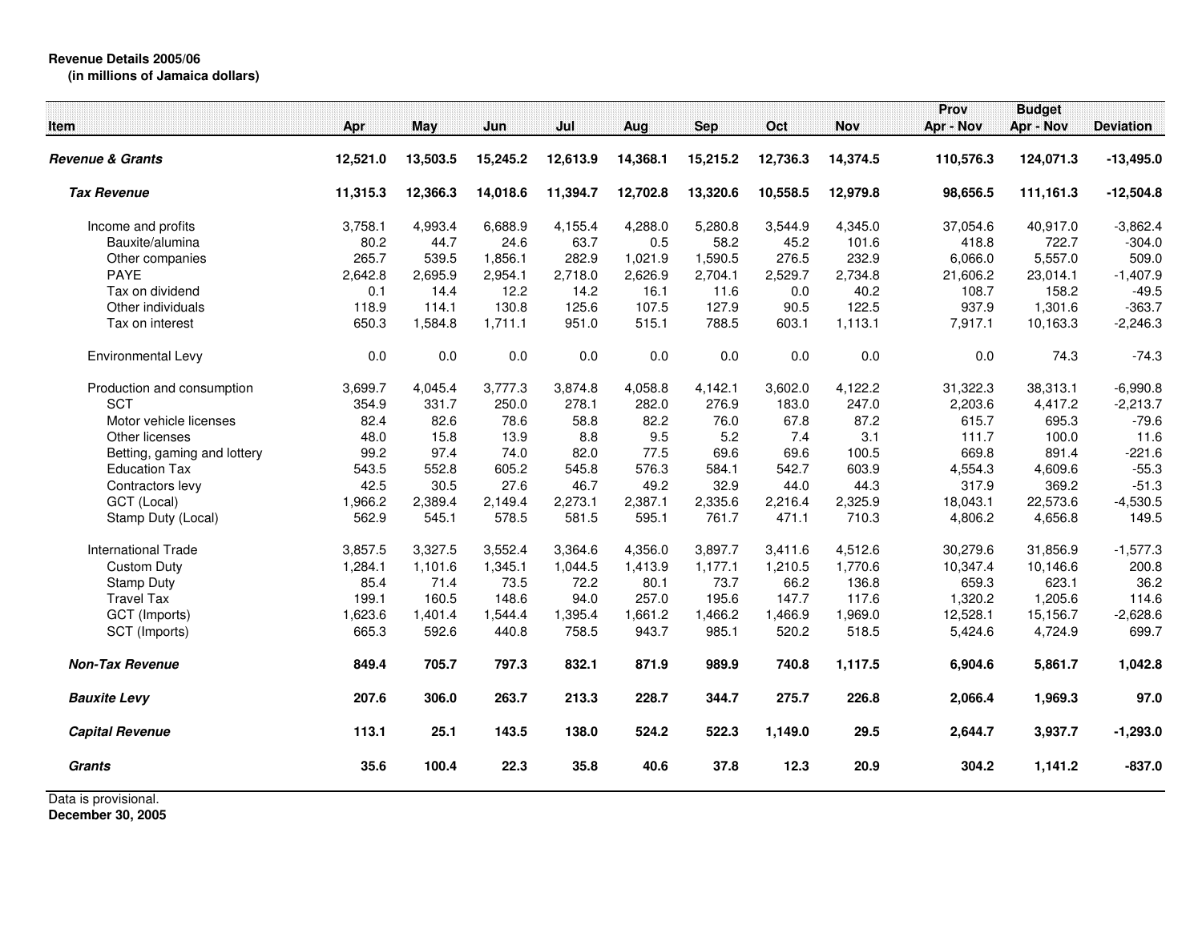**Revenue Details 2005/06**
**(in millions of Jamaica dollars)**

| Item | Apr | May | Jun | Jul | Aug | Sep | Oct | Nov | Prov Apr - Nov | Budget Apr - Nov | Deviation |
|---|---|---|---|---|---|---|---|---|---|---|---|
| ***Revenue & Grants*** | **12,521.0** | **13,503.5** | **15,245.2** | **12,613.9** | **14,368.1** | **15,215.2** | **12,736.3** | **14,374.5** | **110,576.3** | **124,071.3** | **-13,495.0** |
| ***Tax Revenue*** | **11,315.3** | **12,366.3** | **14,018.6** | **11,394.7** | **12,702.8** | **13,320.6** | **10,558.5** | **12,979.8** | **98,656.5** | **111,161.3** | **-12,504.8** |
| Income and profits | 3,758.1 | 4,993.4 | 6,688.9 | 4,155.4 | 4,288.0 | 5,280.8 | 3,544.9 | 4,345.0 | 37,054.6 | 40,917.0 | -3,862.4 |
| Bauxite/alumina | 80.2 | 44.7 | 24.6 | 63.7 | 0.5 | 58.2 | 45.2 | 101.6 | 418.8 | 722.7 | -304.0 |
| Other companies | 265.7 | 539.5 | 1,856.1 | 282.9 | 1,021.9 | 1,590.5 | 276.5 | 232.9 | 6,066.0 | 5,557.0 | 509.0 |
| PAYE | 2,642.8 | 2,695.9 | 2,954.1 | 2,718.0 | 2,626.9 | 2,704.1 | 2,529.7 | 2,734.8 | 21,606.2 | 23,014.1 | -1,407.9 |
| Tax on dividend | 0.1 | 14.4 | 12.2 | 14.2 | 16.1 | 11.6 | 0.0 | 40.2 | 108.7 | 158.2 | -49.5 |
| Other individuals | 118.9 | 114.1 | 130.8 | 125.6 | 107.5 | 127.9 | 90.5 | 122.5 | 937.9 | 1,301.6 | -363.7 |
| Tax on interest | 650.3 | 1,584.8 | 1,711.1 | 951.0 | 515.1 | 788.5 | 603.1 | 1,113.1 | 7,917.1 | 10,163.3 | -2,246.3 |
| Environmental Levy | 0.0 | 0.0 | 0.0 | 0.0 | 0.0 | 0.0 | 0.0 | 0.0 | 0.0 | 74.3 | -74.3 |
| Production and consumption | 3,699.7 | 4,045.4 | 3,777.3 | 3,874.8 | 4,058.8 | 4,142.1 | 3,602.0 | 4,122.2 | 31,322.3 | 38,313.1 | -6,990.8 |
| SCT | 354.9 | 331.7 | 250.0 | 278.1 | 282.0 | 276.9 | 183.0 | 247.0 | 2,203.6 | 4,417.2 | -2,213.7 |
| Motor vehicle licenses | 82.4 | 82.6 | 78.6 | 58.8 | 82.2 | 76.0 | 67.8 | 87.2 | 615.7 | 695.3 | -79.6 |
| Other licenses | 48.0 | 15.8 | 13.9 | 8.8 | 9.5 | 5.2 | 7.4 | 3.1 | 111.7 | 100.0 | 11.6 |
| Betting, gaming and lottery | 99.2 | 97.4 | 74.0 | 82.0 | 77.5 | 69.6 | 69.6 | 100.5 | 669.8 | 891.4 | -221.6 |
| Education Tax | 543.5 | 552.8 | 605.2 | 545.8 | 576.3 | 584.1 | 542.7 | 603.9 | 4,554.3 | 4,609.6 | -55.3 |
| Contractors levy | 42.5 | 30.5 | 27.6 | 46.7 | 49.2 | 32.9 | 44.0 | 44.3 | 317.9 | 369.2 | -51.3 |
| GCT (Local) | 1,966.2 | 2,389.4 | 2,149.4 | 2,273.1 | 2,387.1 | 2,335.6 | 2,216.4 | 2,325.9 | 18,043.1 | 22,573.6 | -4,530.5 |
| Stamp Duty (Local) | 562.9 | 545.1 | 578.5 | 581.5 | 595.1 | 761.7 | 471.1 | 710.3 | 4,806.2 | 4,656.8 | 149.5 |
| International Trade | 3,857.5 | 3,327.5 | 3,552.4 | 3,364.6 | 4,356.0 | 3,897.7 | 3,411.6 | 4,512.6 | 30,279.6 | 31,856.9 | -1,577.3 |
| Custom Duty | 1,284.1 | 1,101.6 | 1,345.1 | 1,044.5 | 1,413.9 | 1,177.1 | 1,210.5 | 1,770.6 | 10,347.4 | 10,146.6 | 200.8 |
| Stamp Duty | 85.4 | 71.4 | 73.5 | 72.2 | 80.1 | 73.7 | 66.2 | 136.8 | 659.3 | 623.1 | 36.2 |
| Travel Tax | 199.1 | 160.5 | 148.6 | 94.0 | 257.0 | 195.6 | 147.7 | 117.6 | 1,320.2 | 1,205.6 | 114.6 |
| GCT (Imports) | 1,623.6 | 1,401.4 | 1,544.4 | 1,395.4 | 1,661.2 | 1,466.2 | 1,466.9 | 1,969.0 | 12,528.1 | 15,156.7 | -2,628.6 |
| SCT (Imports) | 665.3 | 592.6 | 440.8 | 758.5 | 943.7 | 985.1 | 520.2 | 518.5 | 5,424.6 | 4,724.9 | 699.7 |
| ***Non-Tax Revenue*** | **849.4** | **705.7** | **797.3** | **832.1** | **871.9** | **989.9** | **740.8** | **1,117.5** | **6,904.6** | **5,861.7** | **1,042.8** |
| ***Bauxite Levy*** | **207.6** | **306.0** | **263.7** | **213.3** | **228.7** | **344.7** | **275.7** | **226.8** | **2,066.4** | **1,969.3** | **97.0** |
| ***Capital Revenue*** | **113.1** | **25.1** | **143.5** | **138.0** | **524.2** | **522.3** | **1,149.0** | **29.5** | **2,644.7** | **3,937.7** | **-1,293.0** |
| ***Grants*** | **35.6** | **100.4** | **22.3** | **35.8** | **40.6** | **37.8** | **12.3** | **20.9** | **304.2** | **1,141.2** | **-837.0** |

Data is provisional.
**December 30, 2005**